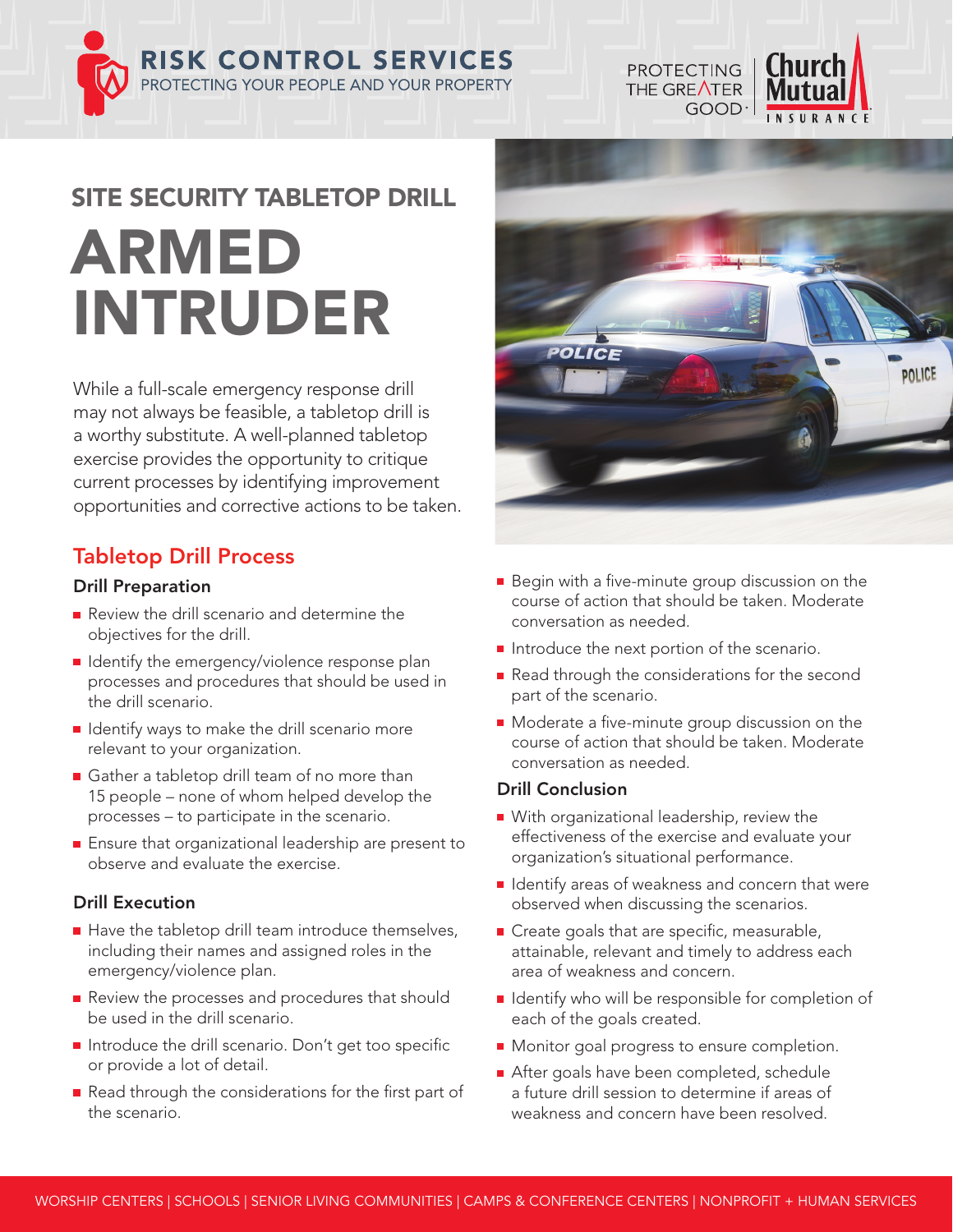RISK CONTROL SERVICES
PROTECTING YOUR PEOPLE AND YOUR PROPERTY

PROTECTING THE GREATER GOOD · Church Mutual INSURANCE

## SITE SECURITY TABLETOP DRILL

# ARMED INTRUDER

While a full-scale emergency response drill may not always be feasible, a tabletop drill is a worthy substitute. A well-planned tabletop exercise provides the opportunity to critique current processes by identifying improvement opportunities and corrective actions to be taken.

## Tabletop Drill Process

### Drill Preparation

- Review the drill scenario and determine the objectives for the drill.
- Identify the emergency/violence response plan processes and procedures that should be used in the drill scenario.
- Identify ways to make the drill scenario more relevant to your organization.
- Gather a tabletop drill team of no more than 15 people – none of whom helped develop the processes – to participate in the scenario.
- Ensure that organizational leadership are present to observe and evaluate the exercise.

### Drill Execution

- Have the tabletop drill team introduce themselves, including their names and assigned roles in the emergency/violence plan.
- Review the processes and procedures that should be used in the drill scenario.
- Introduce the drill scenario. Don't get too specific or provide a lot of detail.
- Read through the considerations for the first part of the scenario.
- Begin with a five-minute group discussion on the course of action that should be taken. Moderate conversation as needed.
- Introduce the next portion of the scenario.
- Read through the considerations for the second part of the scenario.
- Moderate a five-minute group discussion on the course of action that should be taken. Moderate conversation as needed.

### Drill Conclusion

- With organizational leadership, review the effectiveness of the exercise and evaluate your organization's situational performance.
- Identify areas of weakness and concern that were observed when discussing the scenarios.
- Create goals that are specific, measurable, attainable, relevant and timely to address each area of weakness and concern.
- Identify who will be responsible for completion of each of the goals created.
- Monitor goal progress to ensure completion.
- After goals have been completed, schedule a future drill session to determine if areas of weakness and concern have been resolved.

WORSHIP CENTERS | SCHOOLS | SENIOR LIVING COMMUNITIES | CAMPS & CONFERENCE CENTERS | NONPROFIT + HUMAN SERVICES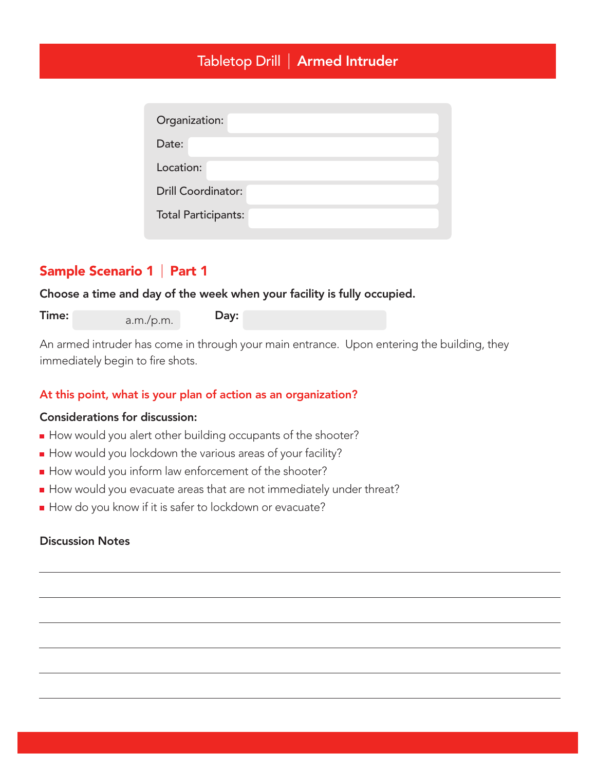# Tabletop Drill | Armed Intruder

| | |
|---|---|
| Organization: | |
| Date: | |
| Location: | |
| Drill Coordinator: | |
| Total Participants: | |

## Sample Scenario 1 | Part 1

**Choose a time and day of the week when your facility is fully occupied.**

**Time:** a.m./p.m. **Day:**

An armed intruder has come in through your main entrance. Upon entering the building, they immediately begin to fire shots.

### At this point, what is your plan of action as an organization?

**Considerations for discussion:**

- How would you alert other building occupants of the shooter?
- How would you lockdown the various areas of your facility?
- How would you inform law enforcement of the shooter?
- How would you evacuate areas that are not immediately under threat?
- How do you know if it is safer to lockdown or evacuate?

**Discussion Notes**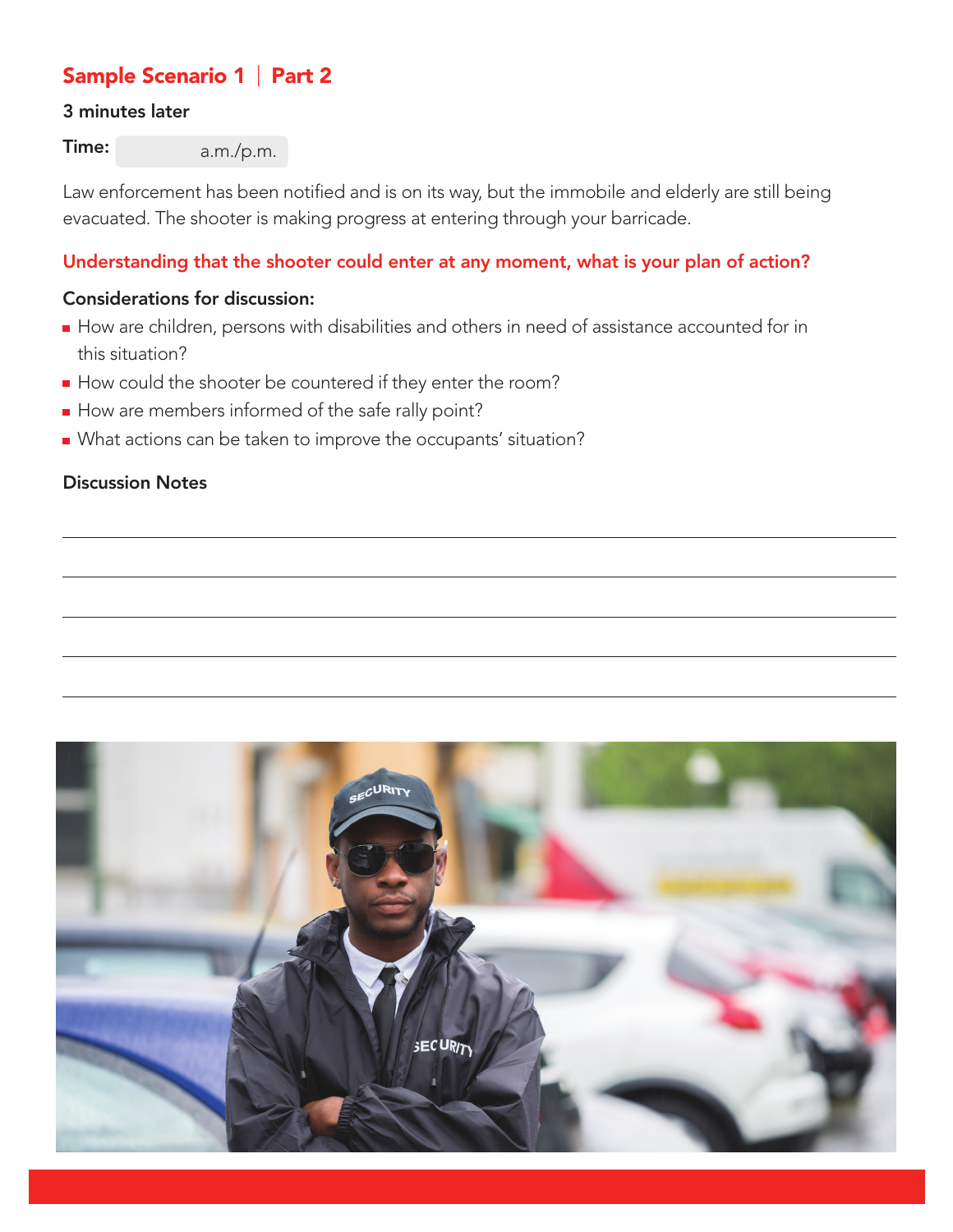## Sample Scenario 1 | Part 2

**3 minutes later**

**Time:** a.m./p.m.

Law enforcement has been notified and is on its way, but the immobile and elderly are still being evacuated. The shooter is making progress at entering through your barricade.

**Understanding that the shooter could enter at any moment, what is your plan of action?**

**Considerations for discussion:**

- How are children, persons with disabilities and others in need of assistance accounted for in this situation?
- How could the shooter be countered if they enter the room?
- How are members informed of the safe rally point?
- What actions can be taken to improve the occupants' situation?

**Discussion Notes**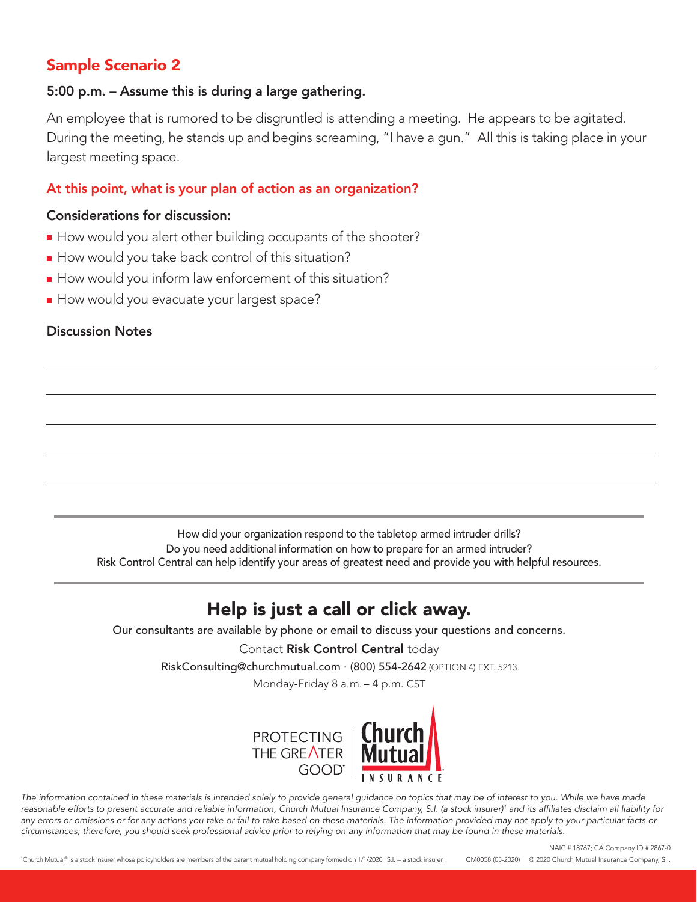## Sample Scenario 2

### 5:00 p.m. – Assume this is during a large gathering.

An employee that is rumored to be disgruntled is attending a meeting. He appears to be agitated. During the meeting, he stands up and begins screaming, "I have a gun." All this is taking place in your largest meeting space.

**At this point, what is your plan of action as an organization?**

**Considerations for discussion:**

- How would you alert other building occupants of the shooter?
- How would you take back control of this situation?
- How would you inform law enforcement of this situation?
- How would you evacuate your largest space?

**Discussion Notes**

---

How did your organization respond to the tabletop armed intruder drills?
Do you need additional information on how to prepare for an armed intruder?
Risk Control Central can help identify your areas of greatest need and provide you with helpful resources.

---

## Help is just a call or click away.

Our consultants are available by phone or email to discuss your questions and concerns.

Contact **Risk Control Central** today

RiskConsulting@churchmutual.com · (800) 554-2642 (OPTION 4) EXT. 5213

Monday-Friday 8 a.m. – 4 p.m. CST

PROTECTING THE GREATER GOOD®

Church Mutual INSURANCE

*The information contained in these materials is intended solely to provide general guidance on topics that may be of interest to you. While we have made reasonable efforts to present accurate and reliable information, Church Mutual Insurance Company, S.I. (a stock insurer)[1] and its affiliates disclaim all liability for any errors or omissions or for any actions you take or fail to take based on these materials. The information provided may not apply to your particular facts or circumstances; therefore, you should seek professional advice prior to relying on any information that may be found in these materials.*

NAIC # 18767; CA Company ID # 2867-0

[1]Church Mutual® is a stock insurer whose policyholders are members of the parent mutual holding company formed on 1/1/2020. S.I. = a stock insurer.

CM0058 (05-2020) © 2020 Church Mutual Insurance Company, S.I.